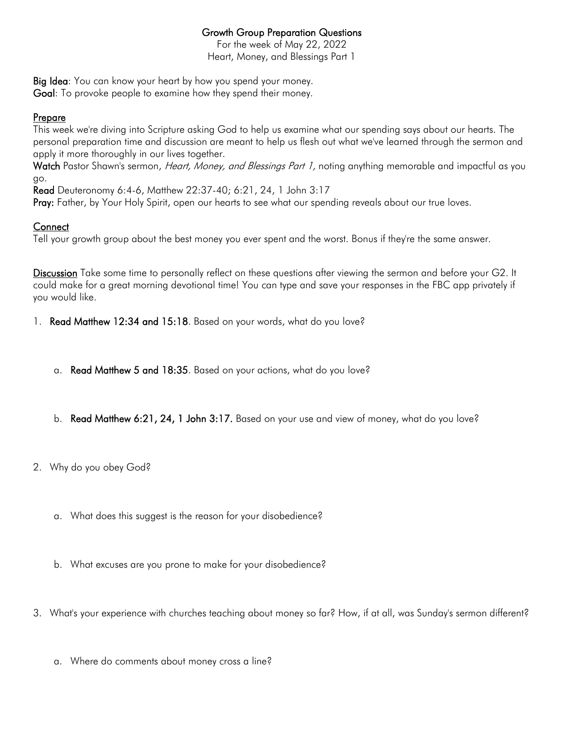## Growth Group Preparation Questions

For the week of May 22, 2022
Heart, Money, and Blessings Part 1

**Big Idea**: You can know your heart by how you spend your money.
**Goal**: To provoke people to examine how they spend their money.

### Prepare

This week we're diving into Scripture asking God to help us examine what our spending says about our hearts. The personal preparation time and discussion are meant to help us flesh out what we've learned through the sermon and apply it more thoroughly in our lives together.

**Watch** Pastor Shawn's sermon, *Heart, Money, and Blessings Part 1,* noting anything memorable and impactful as you go.

**Read** Deuteronomy 6:4-6, Matthew 22:37-40; 6:21, 24, 1 John 3:17

**Pray:** Father, by Your Holy Spirit, open our hearts to see what our spending reveals about our true loves.

### Connect

Tell your growth group about the best money you ever spent and the worst. Bonus if they're the same answer.

**Discussion** Take some time to personally reflect on these questions after viewing the sermon and before your G2. It could make for a great morning devotional time! You can type and save your responses in the FBC app privately if you would like.

1. **Read Matthew 12:34 and 15:18**. Based on your words, what do you love?
   a. **Read Matthew 5 and 18:35**. Based on your actions, what do you love?
   b. **Read Matthew 6:21, 24, 1 John 3:17.** Based on your use and view of money, what do you love?
2. Why do you obey God?
   a. What does this suggest is the reason for your disobedience?
   b. What excuses are you prone to make for your disobedience?
3. What's your experience with churches teaching about money so far? How, if at all, was Sunday's sermon different?
   a. Where do comments about money cross a line?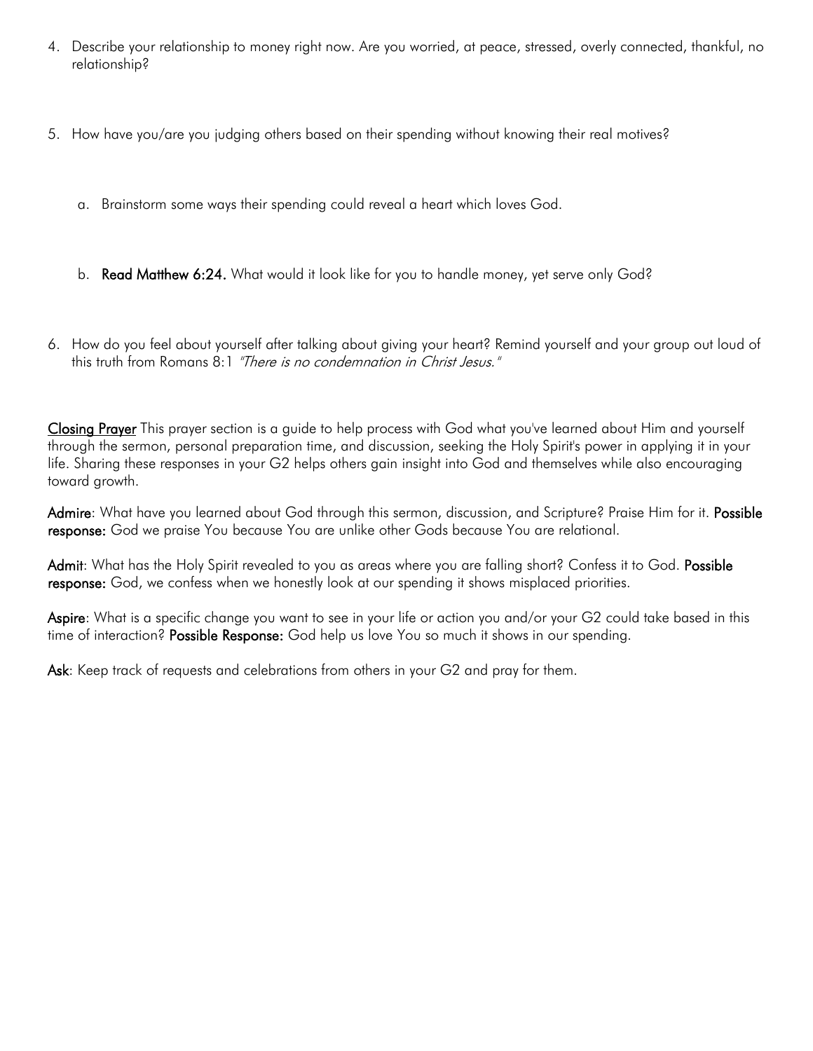4. Describe your relationship to money right now. Are you worried, at peace, stressed, overly connected, thankful, no relationship?

5. How have you/are you judging others based on their spending without knowing their real motives?

   a. Brainstorm some ways their spending could reveal a heart which loves God.

   b. **Read Matthew 6:24.** What would it look like for you to handle money, yet serve only God?

6. How do you feel about yourself after talking about giving your heart? Remind yourself and your group out loud of this truth from Romans 8:1 *"There is no condemnation in Christ Jesus."*

<u>Closing Prayer</u> This prayer section is a guide to help process with God what you've learned about Him and yourself through the sermon, personal preparation time, and discussion, seeking the Holy Spirit's power in applying it in your life. Sharing these responses in your G2 helps others gain insight into God and themselves while also encouraging toward growth.

**Admire**: What have you learned about God through this sermon, discussion, and Scripture? Praise Him for it. **Possible response:** God we praise You because You are unlike other Gods because You are relational.

**Admit**: What has the Holy Spirit revealed to you as areas where you are falling short? Confess it to God. **Possible response:** God, we confess when we honestly look at our spending it shows misplaced priorities.

**Aspire**: What is a specific change you want to see in your life or action you and/or your G2 could take based in this time of interaction? **Possible Response:** God help us love You so much it shows in our spending.

**Ask**: Keep track of requests and celebrations from others in your G2 and pray for them.